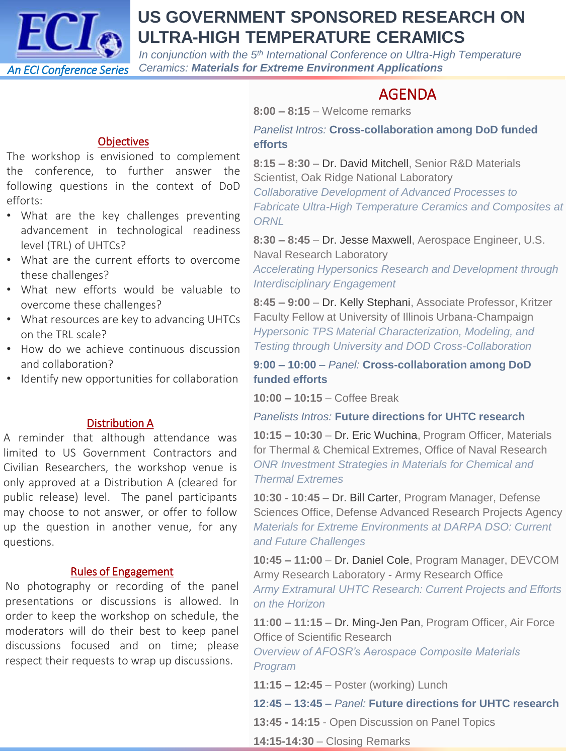# US GOVERNMENT SPONSORED RESEARCH ON ULTRA-HIGH TEMPERATURE CERAMICS

An ECI Conference Series

*In conjunction with the 5th International Conference on Ultra-High Temperature Ceramics:* ***Materials for Extreme Environment Applications***

## Objectives

The workshop is envisioned to complement the conference, to further answer the following questions in the context of DoD efforts:

- What are the key challenges preventing advancement in technological readiness level (TRL) of UHTCs?
- What are the current efforts to overcome these challenges?
- What new efforts would be valuable to overcome these challenges?
- What resources are key to advancing UHTCs on the TRL scale?
- How do we achieve continuous discussion and collaboration?
- Identify new opportunities for collaboration

## Distribution A

A reminder that although attendance was limited to US Government Contractors and Civilian Researchers, the workshop venue is only approved at a Distribution A (cleared for public release) level. The panel participants may choose to not answer, or offer to follow up the question in another venue, for any questions.

## Rules of Engagement

No photography or recording of the panel presentations or discussions is allowed. In order to keep the workshop on schedule, the moderators will do their best to keep panel discussions focused and on time; please respect their requests to wrap up discussions.

## AGENDA

**8:00 – 8:15** – Welcome remarks

*Panelist Intros:* **Cross-collaboration among DoD funded efforts**

**8:15 – 8:30** – Dr. David Mitchell, Senior R&D Materials Scientist, Oak Ridge National Laboratory
*Collaborative Development of Advanced Processes to Fabricate Ultra-High Temperature Ceramics and Composites at ORNL*

**8:30 – 8:45** – Dr. Jesse Maxwell, Aerospace Engineer, U.S. Naval Research Laboratory
*Accelerating Hypersonics Research and Development through Interdisciplinary Engagement*

**8:45 – 9:00** – Dr. Kelly Stephani, Associate Professor, Kritzer Faculty Fellow at University of Illinois Urbana-Champaign
*Hypersonic TPS Material Characterization, Modeling, and Testing through University and DOD Cross-Collaboration*

**9:00 – 10:00** – *Panel:* **Cross-collaboration among DoD funded efforts**

**10:00 – 10:15** – Coffee Break

*Panelists Intros:* **Future directions for UHTC research**

**10:15 – 10:30** – Dr. Eric Wuchina, Program Officer, Materials for Thermal & Chemical Extremes, Office of Naval Research
*ONR Investment Strategies in Materials for Chemical and Thermal Extremes*

**10:30 - 10:45** – Dr. Bill Carter, Program Manager, Defense Sciences Office, Defense Advanced Research Projects Agency
*Materials for Extreme Environments at DARPA DSO: Current and Future Challenges*

**10:45 – 11:00** – Dr. Daniel Cole, Program Manager, DEVCOM Army Research Laboratory - Army Research Office
*Army Extramural UHTC Research: Current Projects and Efforts on the Horizon*

**11:00 – 11:15** – Dr. Ming-Jen Pan, Program Officer, Air Force Office of Scientific Research
*Overview of AFOSR's Aerospace Composite Materials Program*

**11:15 – 12:45** – Poster (working) Lunch

**12:45 – 13:45** – *Panel:* **Future directions for UHTC research**

**13:45 - 14:15** - Open Discussion on Panel Topics

**14:15-14:30** – Closing Remarks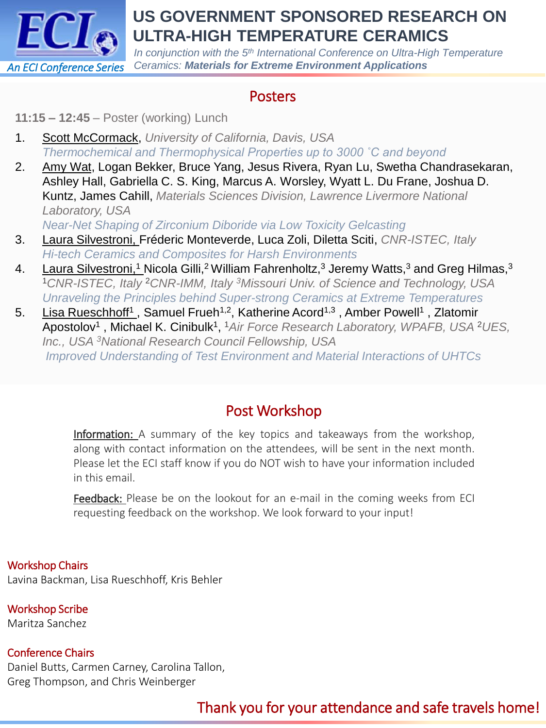# US GOVERNMENT SPONSORED RESEARCH ON ULTRA-HIGH TEMPERATURE CERAMICS

*In conjunction with the 5th International Conference on Ultra-High Temperature Ceramics: **Materials for Extreme Environment Applications***

An ECI Conference Series

## Posters

**11:15 – 12:45** – Poster (working) Lunch

1. Scott McCormack, *University of California, Davis, USA*
   *Thermochemical and Thermophysical Properties up to 3000 ˚C and beyond*
2. Amy Wat, Logan Bekker, Bruce Yang, Jesus Rivera, Ryan Lu, Swetha Chandrasekaran, Ashley Hall, Gabriella C. S. King, Marcus A. Worsley, Wyatt L. Du Frane, Joshua D. Kuntz, James Cahill, *Materials Sciences Division, Lawrence Livermore National Laboratory, USA*
   *Near-Net Shaping of Zirconium Diboride via Low Toxicity Gelcasting*
3. Laura Silvestroni, Fréderic Monteverde, Luca Zoli, Diletta Sciti, *CNR-ISTEC, Italy*
   *Hi-tech Ceramics and Composites for Harsh Environments*
4. Laura Silvestroni,[1] Nicola Gilli,[2] William Fahrenholtz,[3] Jeremy Watts,[3] and Greg Hilmas,[3] [1]*CNR-ISTEC, Italy* [2]*CNR-IMM, Italy* [3]*Missouri Univ. of Science and Technology, USA*
   *Unraveling the Principles behind Super-strong Ceramics at Extreme Temperatures*
5. Lisa Rueschhoff[1], Samuel Frueh[1,2], Katherine Acord[1,3], Amber Powell[1], Zlatomir Apostolov[1], Michael K. Cinibulk[1], [1]*Air Force Research Laboratory, WPAFB, USA* [2]*UES, Inc., USA* [3]*National Research Council Fellowship, USA*
   *Improved Understanding of Test Environment and Material Interactions of UHTCs*

## Post Workshop

Information: A summary of the key topics and takeaways from the workshop, along with contact information on the attendees, will be sent in the next month. Please let the ECI staff know if you do NOT wish to have your information included in this email.

Feedback: Please be on the lookout for an e-mail in the coming weeks from ECI requesting feedback on the workshop. We look forward to your input!

**Workshop Chairs**
Lavina Backman, Lisa Rueschhoff, Kris Behler

**Workshop Scribe**
Maritza Sanchez

**Conference Chairs**
Daniel Butts, Carmen Carney, Carolina Tallon, Greg Thompson, and Chris Weinberger

Thank you for your attendance and safe travels home!